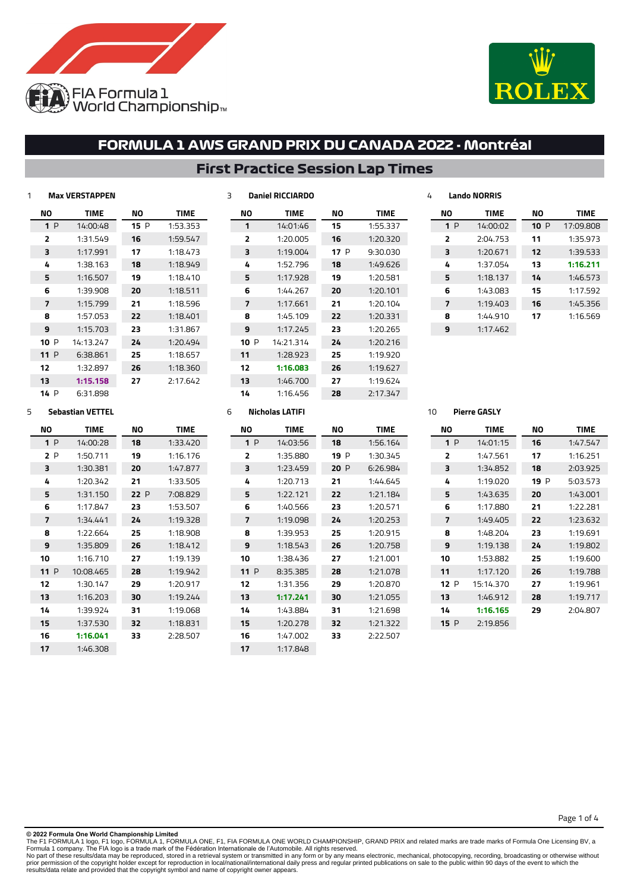FIA Formula 1 World Championship

ROLEX

# FORMULA 1 AWS GRAND PRIX DU CANADA 2022 - Montréal

## First Practice Session Lap Times

### 1 Max VERSTAPPEN

| NO | TIME | NO | TIME |
|---|---|---|---|
| 1 P | 14:00:48 | 15 P | 1:53.353 |
| 2 | 1:31.549 | 16 | 1:59.547 |
| 3 | 1:17.991 | 17 | 1:18.473 |
| 4 | 1:38.163 | 18 | 1:18.949 |
| 5 | 1:16.507 | 19 | 1:18.410 |
| 6 | 1:39.908 | 20 | 1:18.511 |
| 7 | 1:15.799 | 21 | 1:18.596 |
| 8 | 1:57.053 | 22 | 1:18.401 |
| 9 | 1:15.703 | 23 | 1:31.867 |
| 10 P | 14:13.247 | 24 | 1:20.494 |
| 11 P | 6:38.861 | 25 | 1:18.657 |
| 12 | 1:32.897 | 26 | 1:18.360 |
| 13 | **1:15.158** | 27 | 2:17.642 |
| 14 P | 6:31.898 | | |

### 3 Daniel RICCIARDO

| NO | TIME | NO | TIME |
|---|---|---|---|
| 1 | 14:01:46 | 15 | 1:55.337 |
| 2 | 1:20.005 | 16 | 1:20.320 |
| 3 | 1:19.004 | 17 P | 9:30.030 |
| 4 | 1:52.796 | 18 | 1:49.626 |
| 5 | 1:17.928 | 19 | 1:20.581 |
| 6 | 1:44.267 | 20 | 1:20.101 |
| 7 | 1:17.661 | 21 | 1:20.104 |
| 8 | 1:45.109 | 22 | 1:20.331 |
| 9 | 1:17.245 | 23 | 1:20.265 |
| 10 P | 14:21.314 | 24 | 1:20.216 |
| 11 | 1:28.923 | 25 | 1:19.920 |
| 12 | **1:16.083** | 26 | 1:19.627 |
| 13 | 1:46.700 | 27 | 1:19.624 |
| 14 | 1:16.456 | 28 | 2:17.347 |

### 4 Lando NORRIS

| NO | TIME | NO | TIME |
|---|---|---|---|
| 1 P | 14:00:02 | 10 P | 17:09.808 |
| 2 | 2:04.753 | 11 | 1:35.973 |
| 3 | 1:20.671 | 12 | 1:39.533 |
| 4 | 1:37.054 | 13 | **1:16.211** |
| 5 | 1:18.137 | 14 | 1:46.573 |
| 6 | 1:43.083 | 15 | 1:17.592 |
| 7 | 1:19.403 | 16 | 1:45.356 |
| 8 | 1:44.910 | 17 | 1:16.569 |
| 9 | 1:17.462 | | |

### 5 Sebastian VETTEL

| NO | TIME | NO | TIME |
|---|---|---|---|
| 1 P | 14:00:28 | 18 | 1:33.420 |
| 2 P | 1:50.711 | 19 | 1:16.176 |
| 3 | 1:30.381 | 20 | 1:47.877 |
| 4 | 1:20.342 | 21 | 1:33.505 |
| 5 | 1:31.150 | 22 P | 7:08.829 |
| 6 | 1:17.847 | 23 | 1:53.507 |
| 7 | 1:34.441 | 24 | 1:19.328 |
| 8 | 1:22.664 | 25 | 1:18.908 |
| 9 | 1:35.809 | 26 | 1:18.412 |
| 10 | 1:16.710 | 27 | 1:19.139 |
| 11 P | 10:08.465 | 28 | 1:19.942 |
| 12 | 1:30.147 | 29 | 1:20.917 |
| 13 | 1:16.203 | 30 | 1:19.244 |
| 14 | 1:39.924 | 31 | 1:19.068 |
| 15 | 1:37.530 | 32 | 1:18.831 |
| 16 | **1:16.041** | 33 | 2:28.507 |
| 17 | 1:46.308 | | |

### 6 Nicholas LATIFI

| NO | TIME | NO | TIME |
|---|---|---|---|
| 1 P | 14:03:56 | 18 | 1:56.164 |
| 2 | 1:35.880 | 19 P | 1:30.345 |
| 3 | 1:23.459 | 20 P | 6:26.984 |
| 4 | 1:20.713 | 21 | 1:44.645 |
| 5 | 1:22.121 | 22 | 1:21.184 |
| 6 | 1:40.566 | 23 | 1:20.571 |
| 7 | 1:19.098 | 24 | 1:20.253 |
| 8 | 1:39.953 | 25 | 1:20.915 |
| 9 | 1:18.543 | 26 | 1:20.758 |
| 10 | 1:38.436 | 27 | 1:21.001 |
| 11 P | 8:35.385 | 28 | 1:21.078 |
| 12 | 1:31.356 | 29 | 1:20.870 |
| 13 | **1:17.241** | 30 | 1:21.055 |
| 14 | 1:43.884 | 31 | 1:21.698 |
| 15 | 1:20.278 | 32 | 1:21.322 |
| 16 | 1:47.002 | 33 | 2:22.507 |
| 17 | 1:17.848 | | |

### 10 Pierre GASLY

| NO | TIME | NO | TIME |
|---|---|---|---|
| 1 P | 14:01:15 | 16 | 1:47.547 |
| 2 | 1:47.561 | 17 | 1:16.251 |
| 3 | 1:34.852 | 18 | 2:03.925 |
| 4 | 1:19.020 | 19 P | 5:03.573 |
| 5 | 1:43.635 | 20 | 1:43.001 |
| 6 | 1:17.880 | 21 | 1:22.281 |
| 7 | 1:49.405 | 22 | 1:23.632 |
| 8 | 1:48.204 | 23 | 1:19.691 |
| 9 | 1:19.138 | 24 | 1:19.802 |
| 10 | 1:53.882 | 25 | 1:19.600 |
| 11 | 1:17.120 | 26 | 1:19.788 |
| 12 P | 15:14.370 | 27 | 1:19.961 |
| 13 | 1:46.912 | 28 | 1:19.717 |
| 14 | **1:16.165** | 29 | 2:04.807 |
| 15 P | 2:19.856 | | |

© 2022 Formula One World Championship Limited
The F1 FORMULA 1 logo, F1 logo, FORMULA 1, FORMULA ONE, F1, FIA FORMULA ONE WORLD CHAMPIONSHIP, GRAND PRIX and related marks are trade marks of Formula One Licensing BV, a Formula 1 company. The FIA logo is a trade mark of the Fédération Internationale de l'Automobile. All rights reserved.
No part of these results/data may be reproduced, stored in a retrieval system or transmitted in any form or by any means electronic, mechanical, photocopying, recording, broadcasting or otherwise without prior permission of the copyright holder except for reproduction in local/national/international daily press and regular printed publications on sale to the public within 90 days of the event to which the results/data relate and provided that the copyright symbol and name of copyright owner appears.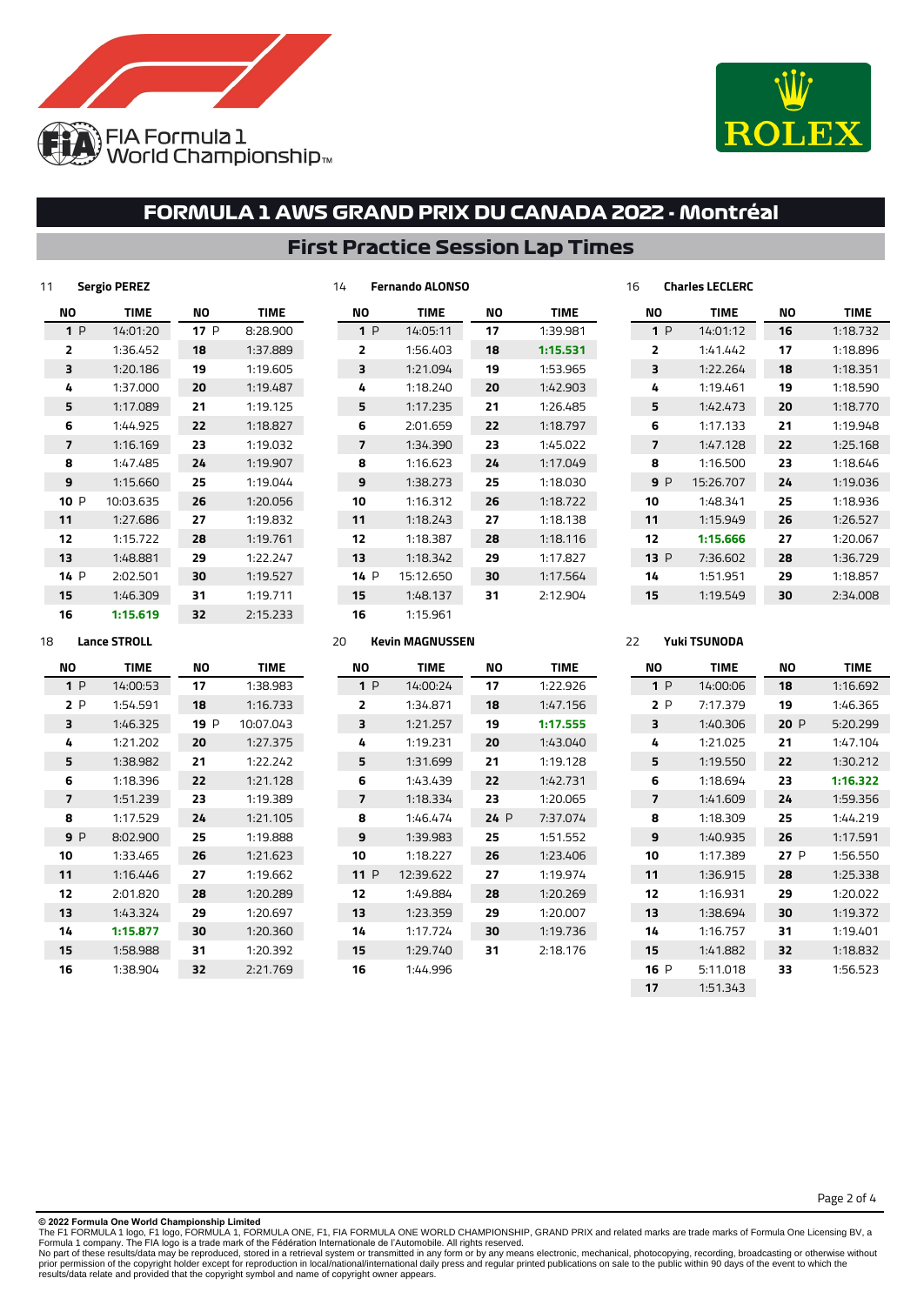FIA Formula 1 World Championship

ROLEX

# FORMULA 1 AWS GRAND PRIX DU CANADA 2022 - Montréal

## First Practice Session Lap Times

### 11 Sergio PEREZ

| NO | TIME | NO | TIME |
|---|---|---|---|
| 1 P | 14:01:20 | 17 P | 8:28.900 |
| 2 | 1:36.452 | 18 | 1:37.889 |
| 3 | 1:20.186 | 19 | 1:19.605 |
| 4 | 1:37.000 | 20 | 1:19.487 |
| 5 | 1:17.089 | 21 | 1:19.125 |
| 6 | 1:44.925 | 22 | 1:18.827 |
| 7 | 1:16.169 | 23 | 1:19.032 |
| 8 | 1:47.485 | 24 | 1:19.907 |
| 9 | 1:15.660 | 25 | 1:19.044 |
| 10 P | 10:03.635 | 26 | 1:20.056 |
| 11 | 1:27.686 | 27 | 1:19.832 |
| 12 | 1:15.722 | 28 | 1:19.761 |
| 13 | 1:48.881 | 29 | 1:22.247 |
| 14 P | 2:02.501 | 30 | 1:19.527 |
| 15 | 1:46.309 | 31 | 1:19.711 |
| 16 | **1:15.619** | 32 | 2:15.233 |

### 14 Fernando ALONSO

| NO | TIME | NO | TIME |
|---|---|---|---|
| 1 P | 14:05:11 | 17 | 1:39.981 |
| 2 | 1:56.403 | 18 | **1:15.531** |
| 3 | 1:21.094 | 19 | 1:53.965 |
| 4 | 1:18.240 | 20 | 1:42.903 |
| 5 | 1:17.235 | 21 | 1:26.485 |
| 6 | 2:01.659 | 22 | 1:18.797 |
| 7 | 1:34.390 | 23 | 1:45.022 |
| 8 | 1:16.623 | 24 | 1:17.049 |
| 9 | 1:38.273 | 25 | 1:18.030 |
| 10 | 1:16.312 | 26 | 1:18.722 |
| 11 | 1:18.243 | 27 | 1:18.138 |
| 12 | 1:18.387 | 28 | 1:18.116 |
| 13 | 1:18.342 | 29 | 1:17.827 |
| 14 P | 15:12.650 | 30 | 1:17.564 |
| 15 | 1:48.137 | 31 | 2:12.904 |
| 16 | 1:15.961 | | |

### 16 Charles LECLERC

| NO | TIME | NO | TIME |
|---|---|---|---|
| 1 P | 14:01:12 | 16 | 1:18.732 |
| 2 | 1:41.442 | 17 | 1:18.896 |
| 3 | 1:22.264 | 18 | 1:18.351 |
| 4 | 1:19.461 | 19 | 1:18.590 |
| 5 | 1:42.473 | 20 | 1:18.770 |
| 6 | 1:17.133 | 21 | 1:19.948 |
| 7 | 1:47.128 | 22 | 1:25.168 |
| 8 | 1:16.500 | 23 | 1:18.646 |
| 9 P | 15:26.707 | 24 | 1:19.036 |
| 10 | 1:48.341 | 25 | 1:18.936 |
| 11 | 1:15.949 | 26 | 1:26.527 |
| 12 | **1:15.666** | 27 | 1:20.067 |
| 13 P | 7:36.602 | 28 | 1:36.729 |
| 14 | 1:51.951 | 29 | 1:18.857 |
| 15 | 1:19.549 | 30 | 2:34.008 |

### 18 Lance STROLL

| NO | TIME | NO | TIME |
|---|---|---|---|
| 1 P | 14:00:53 | 17 | 1:38.983 |
| 2 P | 1:54.591 | 18 | 1:16.733 |
| 3 | 1:46.325 | 19 P | 10:07.043 |
| 4 | 1:21.202 | 20 | 1:27.375 |
| 5 | 1:38.982 | 21 | 1:22.242 |
| 6 | 1:18.396 | 22 | 1:21.128 |
| 7 | 1:51.239 | 23 | 1:19.389 |
| 8 | 1:17.529 | 24 | 1:21.105 |
| 9 P | 8:02.900 | 25 | 1:19.888 |
| 10 | 1:33.465 | 26 | 1:21.623 |
| 11 | 1:16.446 | 27 | 1:19.662 |
| 12 | 2:01.820 | 28 | 1:20.289 |
| 13 | 1:43.324 | 29 | 1:20.697 |
| 14 | **1:15.877** | 30 | 1:20.360 |
| 15 | 1:58.988 | 31 | 1:20.392 |
| 16 | 1:38.904 | 32 | 2:21.769 |

### 20 Kevin MAGNUSSEN

| NO | TIME | NO | TIME |
|---|---|---|---|
| 1 P | 14:00:24 | 17 | 1:22.926 |
| 2 | 1:34.871 | 18 | 1:47.156 |
| 3 | 1:21.257 | 19 | **1:17.555** |
| 4 | 1:19.231 | 20 | 1:43.040 |
| 5 | 1:31.699 | 21 | 1:19.128 |
| 6 | 1:43.439 | 22 | 1:42.731 |
| 7 | 1:18.334 | 23 | 1:20.065 |
| 8 | 1:46.474 | 24 P | 7:37.074 |
| 9 | 1:39.983 | 25 | 1:51.552 |
| 10 | 1:18.227 | 26 | 1:23.406 |
| 11 P | 12:39.622 | 27 | 1:19.974 |
| 12 | 1:49.884 | 28 | 1:20.269 |
| 13 | 1:23.359 | 29 | 1:20.007 |
| 14 | 1:17.724 | 30 | 1:19.736 |
| 15 | 1:29.740 | 31 | 2:18.176 |
| 16 | 1:44.996 | | |

### 22 Yuki TSUNODA

| NO | TIME | NO | TIME |
|---|---|---|---|
| 1 P | 14:00:06 | 18 | 1:16.692 |
| 2 P | 7:17.379 | 19 | 1:46.365 |
| 3 | 1:40.306 | 20 P | 5:20.299 |
| 4 | 1:21.025 | 21 | 1:47.104 |
| 5 | 1:19.550 | 22 | 1:30.212 |
| 6 | 1:18.694 | 23 | **1:16.322** |
| 7 | 1:41.609 | 24 | 1:59.356 |
| 8 | 1:18.309 | 25 | 1:44.219 |
| 9 | 1:40.935 | 26 | 1:17.591 |
| 10 | 1:17.389 | 27 P | 1:56.550 |
| 11 | 1:36.915 | 28 | 1:25.338 |
| 12 | 1:16.931 | 29 | 1:20.022 |
| 13 | 1:38.694 | 30 | 1:19.372 |
| 14 | 1:16.757 | 31 | 1:19.401 |
| 15 | 1:41.882 | 32 | 1:18.832 |
| 16 P | 5:11.018 | 33 | 1:56.523 |
| 17 | 1:51.343 | | |

**© 2022 Formula One World Championship Limited**
The F1 FORMULA 1 logo, F1 logo, FORMULA 1, FORMULA ONE, F1, FIA FORMULA ONE WORLD CHAMPIONSHIP, GRAND PRIX and related marks are trade marks of Formula One Licensing BV, a Formula 1 company. The FIA logo is a trade mark of the Fédération Internationale de l'Automobile. All rights reserved.
No part of these results/data may be reproduced, stored in a retrieval system or transmitted in any form or by any means electronic, mechanical, photocopying, recording, broadcasting or otherwise without prior permission of the copyright holder except for reproduction in local/national/international daily press and regular printed publications on sale to the public within 90 days of the event to which the results/data relate and provided that the copyright symbol and name of copyright owner appears.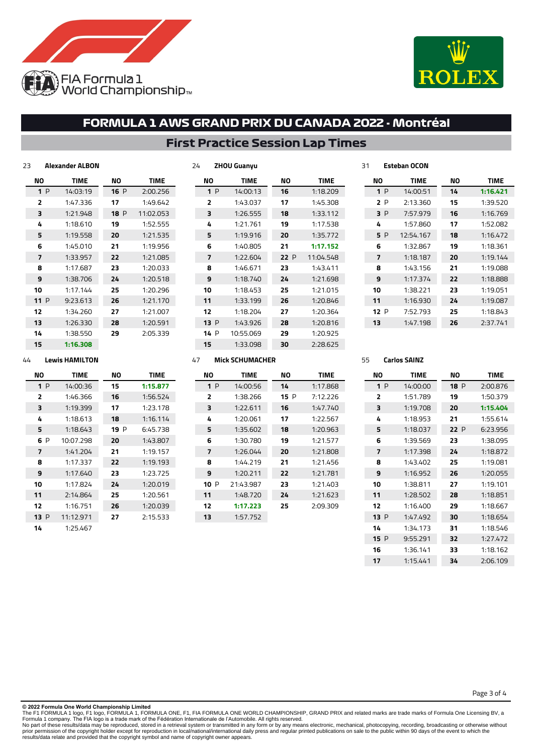# FORMULA 1 AWS GRAND PRIX DU CANADA 2022 - Montréal

## First Practice Session Lap Times

### 23 Alexander ALBON

| NO | TIME | NO | TIME |
|---|---|---|---|
| 1 P | 14:03:19 | 16 P | 2:00.256 |
| 2 | 1:47.336 | 17 | 1:49.642 |
| 3 | 1:21.948 | 18 P | 11:02.053 |
| 4 | 1:18.610 | 19 | 1:52.555 |
| 5 | 1:19.558 | 20 | 1:21.535 |
| 6 | 1:45.010 | 21 | 1:19.956 |
| 7 | 1:33.957 | 22 | 1:21.085 |
| 8 | 1:17.687 | 23 | 1:20.033 |
| 9 | 1:38.706 | 24 | 1:20.518 |
| 10 | 1:17.144 | 25 | 1:20.296 |
| 11 P | 9:23.613 | 26 | 1:21.170 |
| 12 | 1:34.260 | 27 | 1:21.007 |
| 13 | 1:26.330 | 28 | 1:20.591 |
| 14 | 1:38.550 | 29 | 2:05.339 |
| 15 | **1:16.308** | | |

### 24 ZHOU Guanyu

| NO | TIME | NO | TIME |
|---|---|---|---|
| 1 P | 14:00:13 | 16 | 1:18.209 |
| 2 | 1:43.037 | 17 | 1:45.308 |
| 3 | 1:26.555 | 18 | 1:33.112 |
| 4 | 1:21.761 | 19 | 1:17.538 |
| 5 | 1:19.916 | 20 | 1:35.772 |
| 6 | 1:40.805 | 21 | **1:17.152** |
| 7 | 1:22.604 | 22 P | 11:04.548 |
| 8 | 1:46.671 | 23 | 1:43.411 |
| 9 | 1:18.740 | 24 | 1:21.698 |
| 10 | 1:18.453 | 25 | 1:21.015 |
| 11 | 1:33.199 | 26 | 1:20.846 |
| 12 | 1:18.204 | 27 | 1:20.364 |
| 13 P | 1:43.926 | 28 | 1:20.816 |
| 14 P | 10:55.069 | 29 | 1:20.925 |
| 15 | 1:33.098 | 30 | 2:28.625 |

### 31 Esteban OCON

| NO | TIME | NO | TIME |
|---|---|---|---|
| 1 P | 14:00:51 | 14 | **1:16.421** |
| 2 P | 2:13.360 | 15 | 1:39.520 |
| 3 P | 7:57.979 | 16 | 1:16.769 |
| 4 | 1:57.860 | 17 | 1:52.082 |
| 5 P | 12:54.167 | 18 | 1:16.472 |
| 6 | 1:32.867 | 19 | 1:18.361 |
| 7 | 1:18.187 | 20 | 1:19.144 |
| 8 | 1:43.156 | 21 | 1:19.088 |
| 9 | 1:17.374 | 22 | 1:18.888 |
| 10 | 1:38.221 | 23 | 1:19.051 |
| 11 | 1:16.930 | 24 | 1:19.087 |
| 12 P | 7:52.793 | 25 | 1:18.843 |
| 13 | 1:47.198 | 26 | 2:37.741 |

### 44 Lewis HAMILTON

| NO | TIME | NO | TIME |
|---|---|---|---|
| 1 P | 14:00:36 | 15 | **1:15.877** |
| 2 | 1:46.366 | 16 | 1:56.524 |
| 3 | 1:19.399 | 17 | 1:23.178 |
| 4 | 1:18.613 | 18 | 1:16.114 |
| 5 | 1:18.643 | 19 P | 6:45.738 |
| 6 P | 10:07.298 | 20 | 1:43.807 |
| 7 | 1:41.204 | 21 | 1:19.157 |
| 8 | 1:17.337 | 22 | 1:19.193 |
| 9 | 1:17.640 | 23 | 1:23.725 |
| 10 | 1:17.824 | 24 | 1:20.019 |
| 11 | 2:14.864 | 25 | 1:20.561 |
| 12 | 1:16.751 | 26 | 1:20.039 |
| 13 P | 11:12.971 | 27 | 2:15.533 |
| 14 | 1:25.467 | | |

### 47 Mick SCHUMACHER

| NO | TIME | NO | TIME |
|---|---|---|---|
| 1 P | 14:00:56 | 14 | 1:17.868 |
| 2 | 1:38.266 | 15 P | 7:12.226 |
| 3 | 1:22.611 | 16 | 1:47.740 |
| 4 | 1:20.061 | 17 | 1:22.567 |
| 5 | 1:35.602 | 18 | 1:20.963 |
| 6 | 1:30.780 | 19 | 1:21.577 |
| 7 | 1:26.044 | 20 | 1:21.808 |
| 8 | 1:44.219 | 21 | 1:21.456 |
| 9 | 1:20.211 | 22 | 1:21.781 |
| 10 P | 21:43.987 | 23 | 1:21.403 |
| 11 | 1:48.720 | 24 | 1:21.623 |
| 12 | **1:17.223** | 25 | 2:09.309 |
| 13 | 1:57.752 | | |

### 55 Carlos SAINZ

| NO | TIME | NO | TIME |
|---|---|---|---|
| 1 P | 14:00:00 | 18 P | 2:00.876 |
| 2 | 1:51.789 | 19 | 1:50.379 |
| 3 | 1:19.708 | 20 | **1:15.404** |
| 4 | 1:18.953 | 21 | 1:55.614 |
| 5 | 1:18.037 | 22 P | 6:23.956 |
| 6 | 1:39.569 | 23 | 1:38.095 |
| 7 | 1:17.398 | 24 | 1:18.872 |
| 8 | 1:43.402 | 25 | 1:19.081 |
| 9 | 1:16.952 | 26 | 1:20.055 |
| 10 | 1:38.811 | 27 | 1:19.101 |
| 11 | 1:28.502 | 28 | 1:18.851 |
| 12 | 1:16.400 | 29 | 1:18.667 |
| 13 P | 1:47.492 | 30 | 1:18.654 |
| 14 | 1:34.173 | 31 | 1:18.546 |
| 15 P | 9:55.291 | 32 | 1:27.472 |
| 16 | 1:36.141 | 33 | 1:18.162 |
| 17 | 1:15.441 | 34 | 2:06.109 |

**© 2022 Formula One World Championship Limited**
The F1 FORMULA 1 logo, F1 logo, FORMULA 1, FORMULA ONE, F1, FIA FORMULA ONE WORLD CHAMPIONSHIP, GRAND PRIX and related marks are trade marks of Formula One Licensing BV, a Formula 1 company. The FIA logo is a trade mark of the Fédération Internationale de l'Automobile. All rights reserved.
No part of these results/data may be reproduced, stored in a retrieval system or transmitted in any form or by any means electronic, mechanical, photocopying, recording, broadcasting or otherwise without prior permission of the copyright holder except for reproduction in local/national/international daily press and regular printed publications on sale to the public within 90 days of the event to which the results/data relate and provided that the copyright symbol and name of copyright owner appears.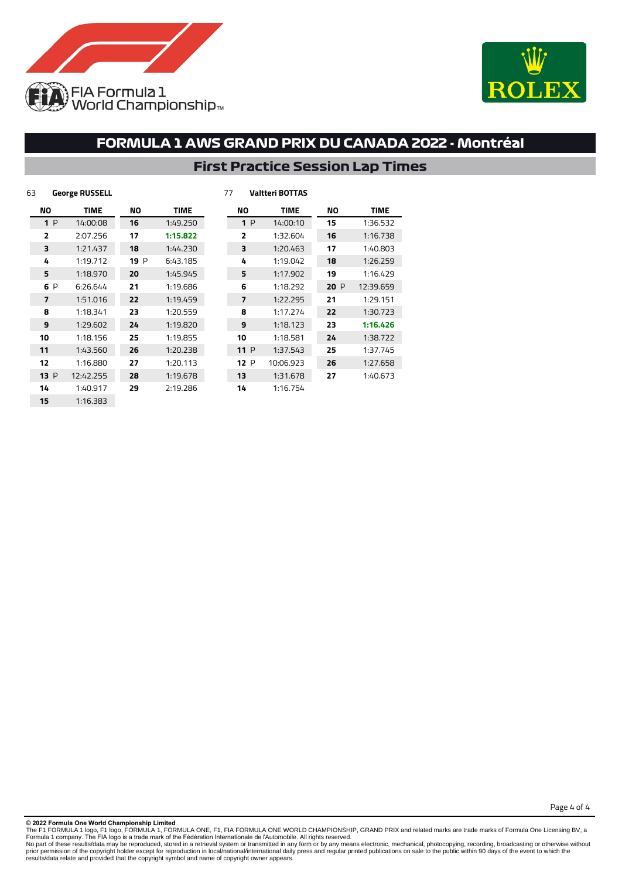# FORMULA 1 AWS GRAND PRIX DU CANADA 2022 - Montréal

## First Practice Session Lap Times

63 **George RUSSELL**

| NO | TIME | NO | TIME |
|---|---|---|---|
| 1 P | 14:00:08 | 16 | 1:49.250 |
| 2 | 2:07.256 | 17 | **1:15.822** |
| 3 | 1:21.437 | 18 | 1:44.230 |
| 4 | 1:19.712 | 19 P | 6:43.185 |
| 5 | 1:18.970 | 20 | 1:45.945 |
| 6 P | 6:26.644 | 21 | 1:19.686 |
| 7 | 1:51.016 | 22 | 1:19.459 |
| 8 | 1:18.341 | 23 | 1:20.559 |
| 9 | 1:29.602 | 24 | 1:19.820 |
| 10 | 1:18.156 | 25 | 1:19.855 |
| 11 | 1:43.560 | 26 | 1:20.238 |
| 12 | 1:16.880 | 27 | 1:20.113 |
| 13 P | 12:42.255 | 28 | 1:19.678 |
| 14 | 1:40.917 | 29 | 2:19.286 |
| 15 | 1:16.383 | | |

77 **Valtteri BOTTAS**

| NO | TIME | NO | TIME |
|---|---|---|---|
| 1 P | 14:00:10 | 15 | 1:36.532 |
| 2 | 1:32.604 | 16 | 1:16.738 |
| 3 | 1:20.463 | 17 | 1:40.803 |
| 4 | 1:19.042 | 18 | 1:26.259 |
| 5 | 1:17.902 | 19 | 1:16.429 |
| 6 | 1:18.292 | 20 P | 12:39.659 |
| 7 | 1:22.295 | 21 | 1:29.151 |
| 8 | 1:17.274 | 22 | 1:30.723 |
| 9 | 1:18.123 | 23 | **1:16.426** |
| 10 | 1:18.581 | 24 | 1:38.722 |
| 11 P | 1:37.543 | 25 | 1:37.745 |
| 12 P | 10:06.923 | 26 | 1:27.658 |
| 13 | 1:31.678 | 27 | 1:40.673 |
| 14 | 1:16.754 | | |

**© 2022 Formula One World Championship Limited**
The F1 FORMULA 1 logo, F1 logo, FORMULA 1, FORMULA ONE, F1, FIA FORMULA ONE WORLD CHAMPIONSHIP, GRAND PRIX and related marks are trade marks of Formula One Licensing BV, a Formula 1 company. The FIA logo is a trade mark of the Fédération Internationale de l'Automobile. All rights reserved.
No part of these results/data may be reproduced, stored in a retrieval system or transmitted in any form or by any means electronic, mechanical, photocopying, recording, broadcasting or otherwise without prior permission of the copyright holder except for reproduction in local/national/international daily press and regular printed publications on sale to the public within 90 days of the event to which the results/data relate and provided that the copyright symbol and name of copyright owner appears.